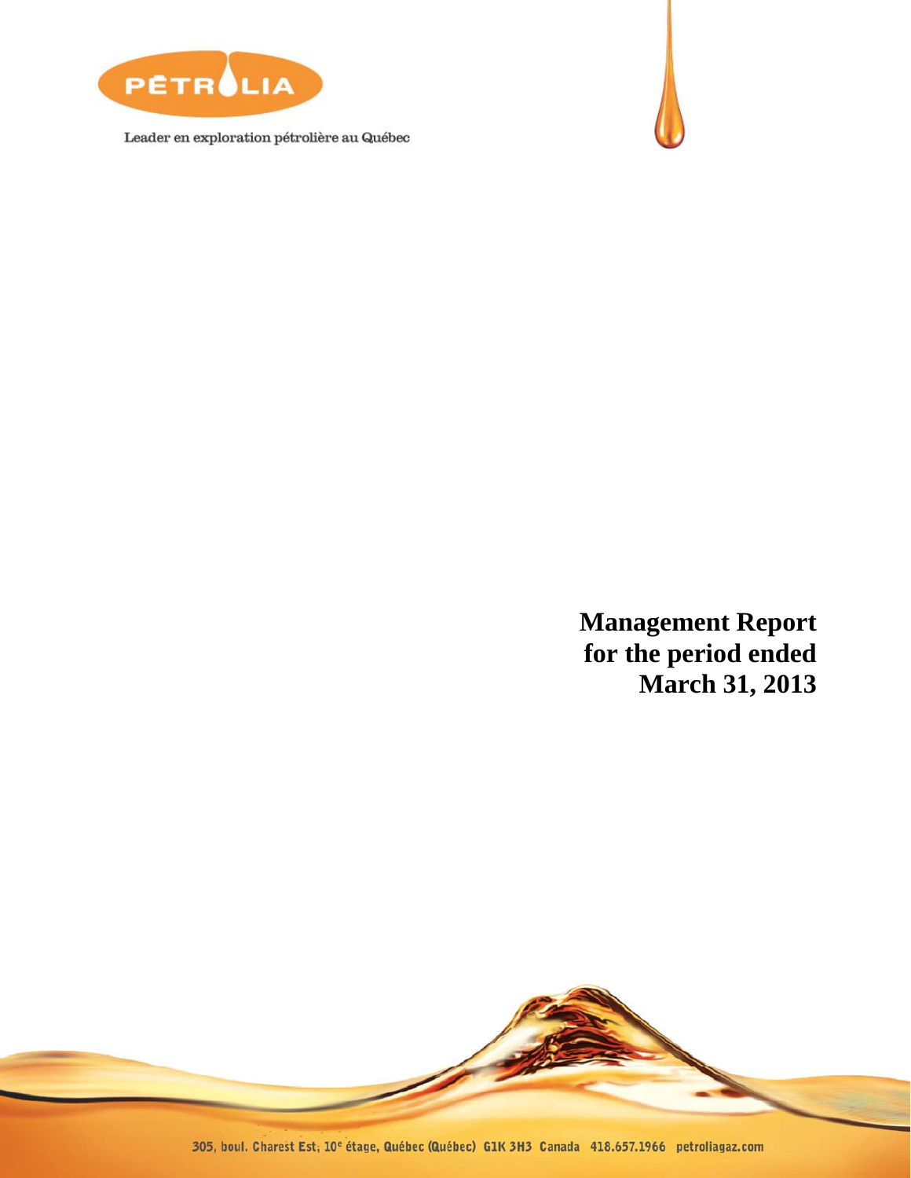PÉTROLIA

Leader en exploration pétrolière au Québec

# Management Report for the period ended March 31, 2013

305, boul. Charest Est, 10e étage, Québec (Québec) G1K 3H3 Canada 418.657.1966 petroliagaz.com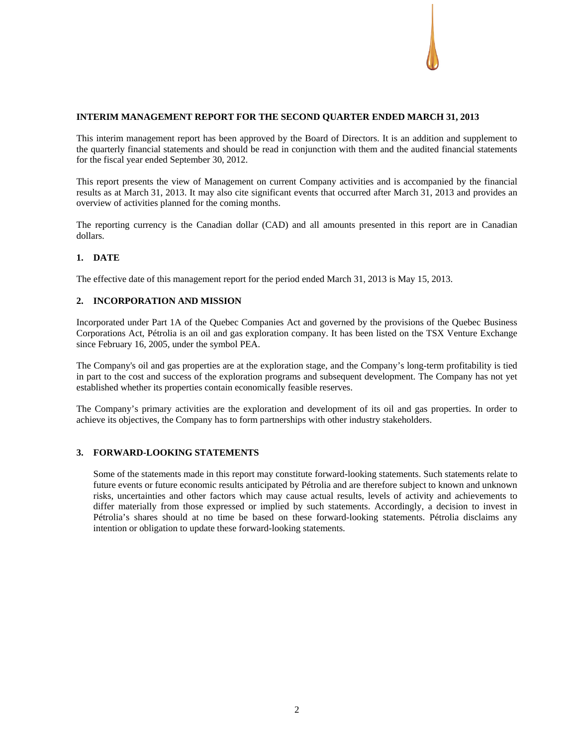## INTERIM MANAGEMENT REPORT FOR THE SECOND QUARTER ENDED MARCH 31, 2013

This interim management report has been approved by the Board of Directors. It is an addition and supplement to the quarterly financial statements and should be read in conjunction with them and the audited financial statements for the fiscal year ended September 30, 2012.

This report presents the view of Management on current Company activities and is accompanied by the financial results as at March 31, 2013. It may also cite significant events that occurred after March 31, 2013 and provides an overview of activities planned for the coming months.

The reporting currency is the Canadian dollar (CAD) and all amounts presented in this report are in Canadian dollars.

### 1. DATE

The effective date of this management report for the period ended March 31, 2013 is May 15, 2013.

### 2. INCORPORATION AND MISSION

Incorporated under Part 1A of the Quebec Companies Act and governed by the provisions of the Quebec Business Corporations Act, Pétrolia is an oil and gas exploration company. It has been listed on the TSX Venture Exchange since February 16, 2005, under the symbol PEA.

The Company's oil and gas properties are at the exploration stage, and the Company's long-term profitability is tied in part to the cost and success of the exploration programs and subsequent development. The Company has not yet established whether its properties contain economically feasible reserves.

The Company's primary activities are the exploration and development of its oil and gas properties. In order to achieve its objectives, the Company has to form partnerships with other industry stakeholders.

### 3. FORWARD-LOOKING STATEMENTS

Some of the statements made in this report may constitute forward-looking statements. Such statements relate to future events or future economic results anticipated by Pétrolia and are therefore subject to known and unknown risks, uncertainties and other factors which may cause actual results, levels of activity and achievements to differ materially from those expressed or implied by such statements. Accordingly, a decision to invest in Pétrolia's shares should at no time be based on these forward-looking statements. Pétrolia disclaims any intention or obligation to update these forward-looking statements.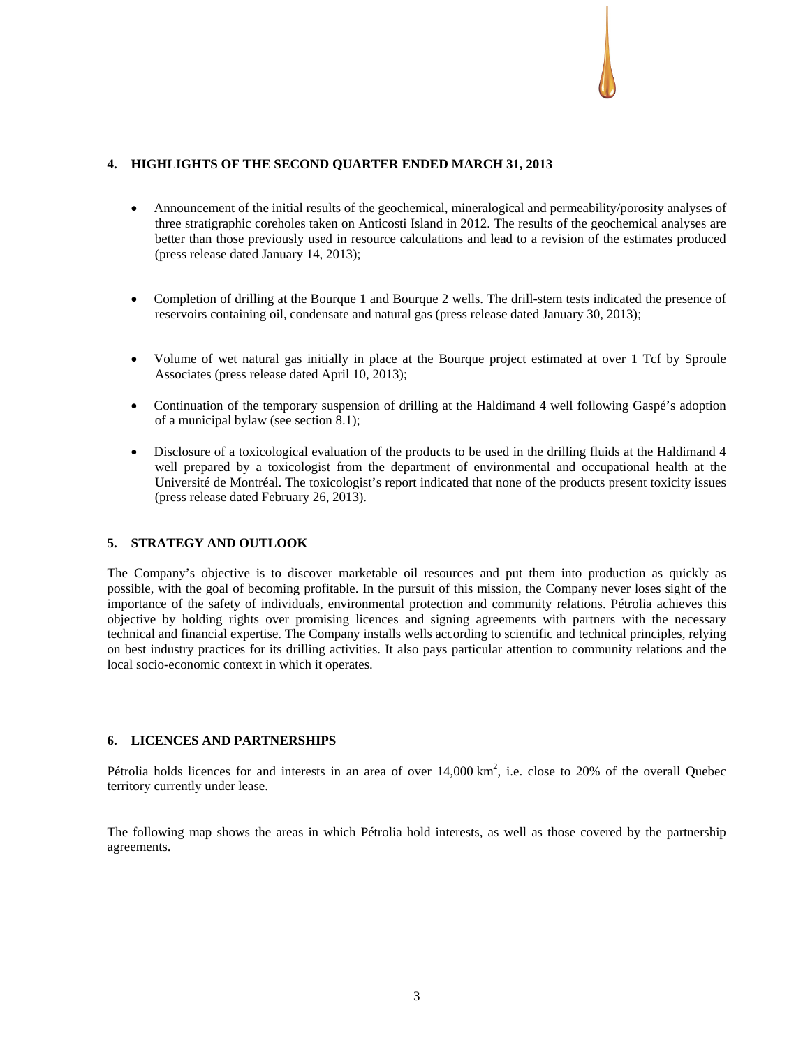## 4. HIGHLIGHTS OF THE SECOND QUARTER ENDED MARCH 31, 2013

- Announcement of the initial results of the geochemical, mineralogical and permeability/porosity analyses of three stratigraphic coreholes taken on Anticosti Island in 2012. The results of the geochemical analyses are better than those previously used in resource calculations and lead to a revision of the estimates produced (press release dated January 14, 2013);

- Completion of drilling at the Bourque 1 and Bourque 2 wells. The drill-stem tests indicated the presence of reservoirs containing oil, condensate and natural gas (press release dated January 30, 2013);

- Volume of wet natural gas initially in place at the Bourque project estimated at over 1 Tcf by Sproule Associates (press release dated April 10, 2013);

- Continuation of the temporary suspension of drilling at the Haldimand 4 well following Gaspé's adoption of a municipal bylaw (see section 8.1);

- Disclosure of a toxicological evaluation of the products to be used in the drilling fluids at the Haldimand 4 well prepared by a toxicologist from the department of environmental and occupational health at the Université de Montréal. The toxicologist's report indicated that none of the products present toxicity issues (press release dated February 26, 2013).

## 5. STRATEGY AND OUTLOOK

The Company's objective is to discover marketable oil resources and put them into production as quickly as possible, with the goal of becoming profitable. In the pursuit of this mission, the Company never loses sight of the importance of the safety of individuals, environmental protection and community relations. Pétrolia achieves this objective by holding rights over promising licences and signing agreements with partners with the necessary technical and financial expertise. The Company installs wells according to scientific and technical principles, relying on best industry practices for its drilling activities. It also pays particular attention to community relations and the local socio-economic context in which it operates.

## 6. LICENCES AND PARTNERSHIPS

Pétrolia holds licences for and interests in an area of over 14,000 $km^2$, i.e. close to 20% of the overall Quebec territory currently under lease.

The following map shows the areas in which Pétrolia hold interests, as well as those covered by the partnership agreements.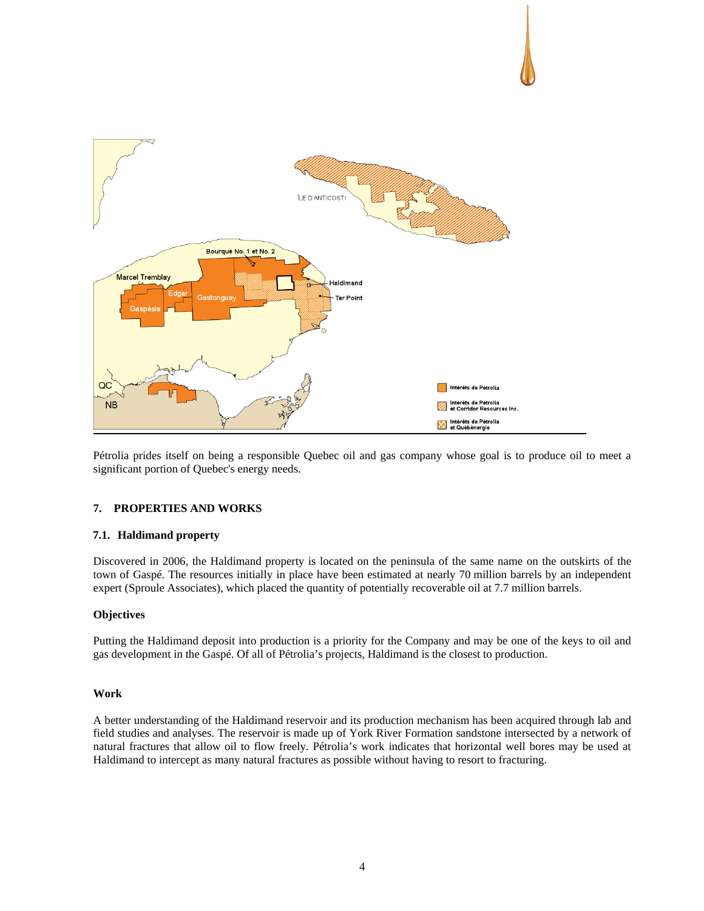Pétrolia prides itself on being a responsible Quebec oil and gas company whose goal is to produce oil to meet a significant portion of Quebec's energy needs.

## 7. PROPERTIES AND WORKS

### 7.1. Haldimand property

Discovered in 2006, the Haldimand property is located on the peninsula of the same name on the outskirts of the town of Gaspé. The resources initially in place have been estimated at nearly 70 million barrels by an independent expert (Sproule Associates), which placed the quantity of potentially recoverable oil at 7.7 million barrels.

**Objectives**

Putting the Haldimand deposit into production is a priority for the Company and may be one of the keys to oil and gas development in the Gaspé. Of all of Pétrolia's projects, Haldimand is the closest to production.

**Work**

A better understanding of the Haldimand reservoir and its production mechanism has been acquired through lab and field studies and analyses. The reservoir is made up of York River Formation sandstone intersected by a network of natural fractures that allow oil to flow freely. Pétrolia's work indicates that horizontal well bores may be used at Haldimand to intercept as many natural fractures as possible without having to resort to fracturing.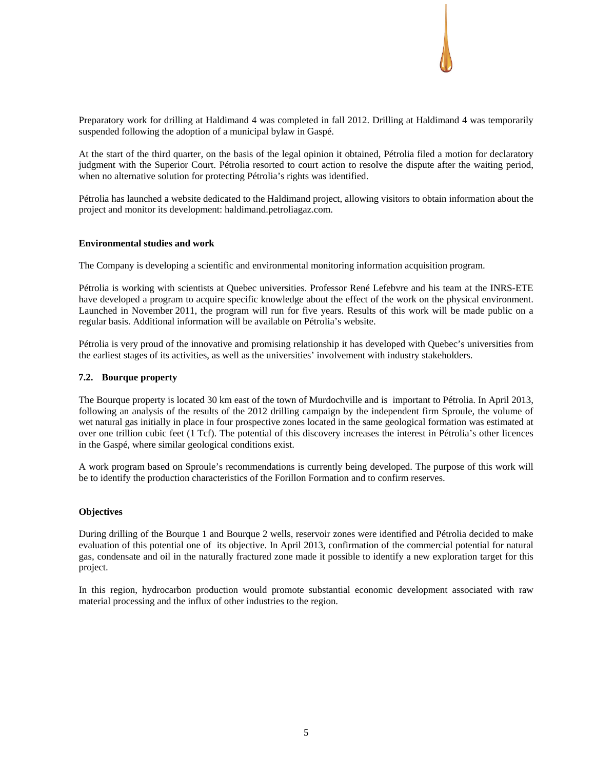Preparatory work for drilling at Haldimand 4 was completed in fall 2012. Drilling at Haldimand 4 was temporarily suspended following the adoption of a municipal bylaw in Gaspé.

At the start of the third quarter, on the basis of the legal opinion it obtained, Pétrolia filed a motion for declaratory judgment with the Superior Court. Pétrolia resorted to court action to resolve the dispute after the waiting period, when no alternative solution for protecting Pétrolia's rights was identified.

Pétrolia has launched a website dedicated to the Haldimand project, allowing visitors to obtain information about the project and monitor its development: haldimand.petroliagaz.com.

**Environmental studies and work**

The Company is developing a scientific and environmental monitoring information acquisition program.

Pétrolia is working with scientists at Quebec universities. Professor René Lefebvre and his team at the INRS-ETE have developed a program to acquire specific knowledge about the effect of the work on the physical environment. Launched in November 2011, the program will run for five years. Results of this work will be made public on a regular basis. Additional information will be available on Pétrolia's website.

Pétrolia is very proud of the innovative and promising relationship it has developed with Quebec's universities from the earliest stages of its activities, as well as the universities' involvement with industry stakeholders.

### 7.2. Bourque property

The Bourque property is located 30 km east of the town of Murdochville and is important to Pétrolia. In April 2013, following an analysis of the results of the 2012 drilling campaign by the independent firm Sproule, the volume of wet natural gas initially in place in four prospective zones located in the same geological formation was estimated at over one trillion cubic feet (1 Tcf). The potential of this discovery increases the interest in Pétrolia's other licences in the Gaspé, where similar geological conditions exist.

A work program based on Sproule's recommendations is currently being developed. The purpose of this work will be to identify the production characteristics of the Forillon Formation and to confirm reserves.

**Objectives**

During drilling of the Bourque 1 and Bourque 2 wells, reservoir zones were identified and Pétrolia decided to make evaluation of this potential one of its objective. In April 2013, confirmation of the commercial potential for natural gas, condensate and oil in the naturally fractured zone made it possible to identify a new exploration target for this project.

In this region, hydrocarbon production would promote substantial economic development associated with raw material processing and the influx of other industries to the region.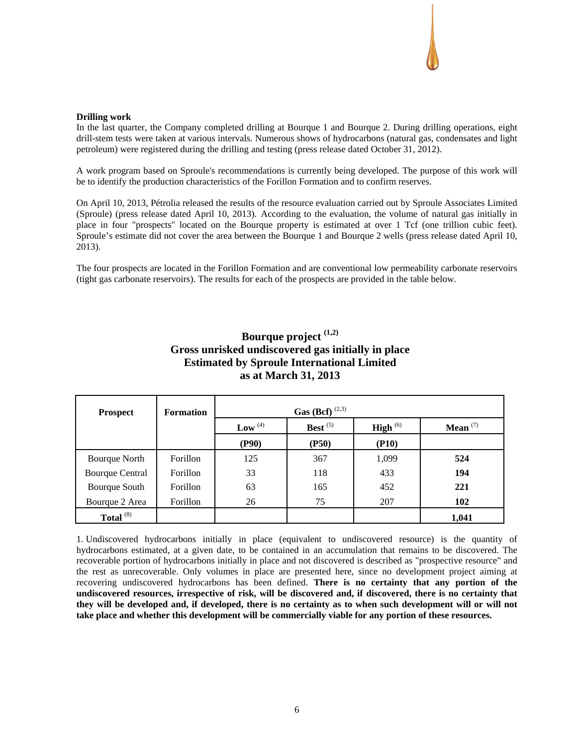**Drilling work**

In the last quarter, the Company completed drilling at Bourque 1 and Bourque 2. During drilling operations, eight drill-stem tests were taken at various intervals. Numerous shows of hydrocarbons (natural gas, condensates and light petroleum) were registered during the drilling and testing (press release dated October 31, 2012).

A work program based on Sproule's recommendations is currently being developed. The purpose of this work will be to identify the production characteristics of the Forillon Formation and to confirm reserves.

On April 10, 2013, Pétrolia released the results of the resource evaluation carried out by Sproule Associates Limited (Sproule) (press release dated April 10, 2013). According to the evaluation, the volume of natural gas initially in place in four "prospects" located on the Bourque property is estimated at over 1 Tcf (one trillion cubic feet). Sproule's estimate did not cover the area between the Bourque 1 and Bourque 2 wells (press release dated April 10, 2013).

The four prospects are located in the Forillon Formation and are conventional low permeability carbonate reservoirs (tight gas carbonate reservoirs). The results for each of the prospects are provided in the table below.

**Bourque project [1,2]**
**Gross unrisked undiscovered gas initially in place**
**Estimated by Sproule International Limited**
**as at March 31, 2013**

| Prospect | Formation | Gas (Bcf) [2,3] | | | |
|---|---|---|---|---|---|
| | | Low [4] | Best [5] | High [6] | Mean [7] |
| | | (P90) | (P50) | (P10) | |
| Bourque North | Forillon | 125 | 367 | 1,099 | **524** |
| Bourque Central | Forillon | 33 | 118 | 433 | **194** |
| Bourque South | Forillon | 63 | 165 | 452 | **221** |
| Bourque 2 Area | Forillon | 26 | 75 | 207 | **102** |
| **Total** [8] | | | | | **1,041** |

1. Undiscovered hydrocarbons initially in place (equivalent to undiscovered resource) is the quantity of hydrocarbons estimated, at a given date, to be contained in an accumulation that remains to be discovered. The recoverable portion of hydrocarbons initially in place and not discovered is described as "prospective resource" and the rest as unrecoverable. Only volumes in place are presented here, since no development project aiming at recovering undiscovered hydrocarbons has been defined. **There is no certainty that any portion of the undiscovered resources, irrespective of risk, will be discovered and, if discovered, there is no certainty that they will be developed and, if developed, there is no certainty as to when such development will or will not take place and whether this development will be commercially viable for any portion of these resources.**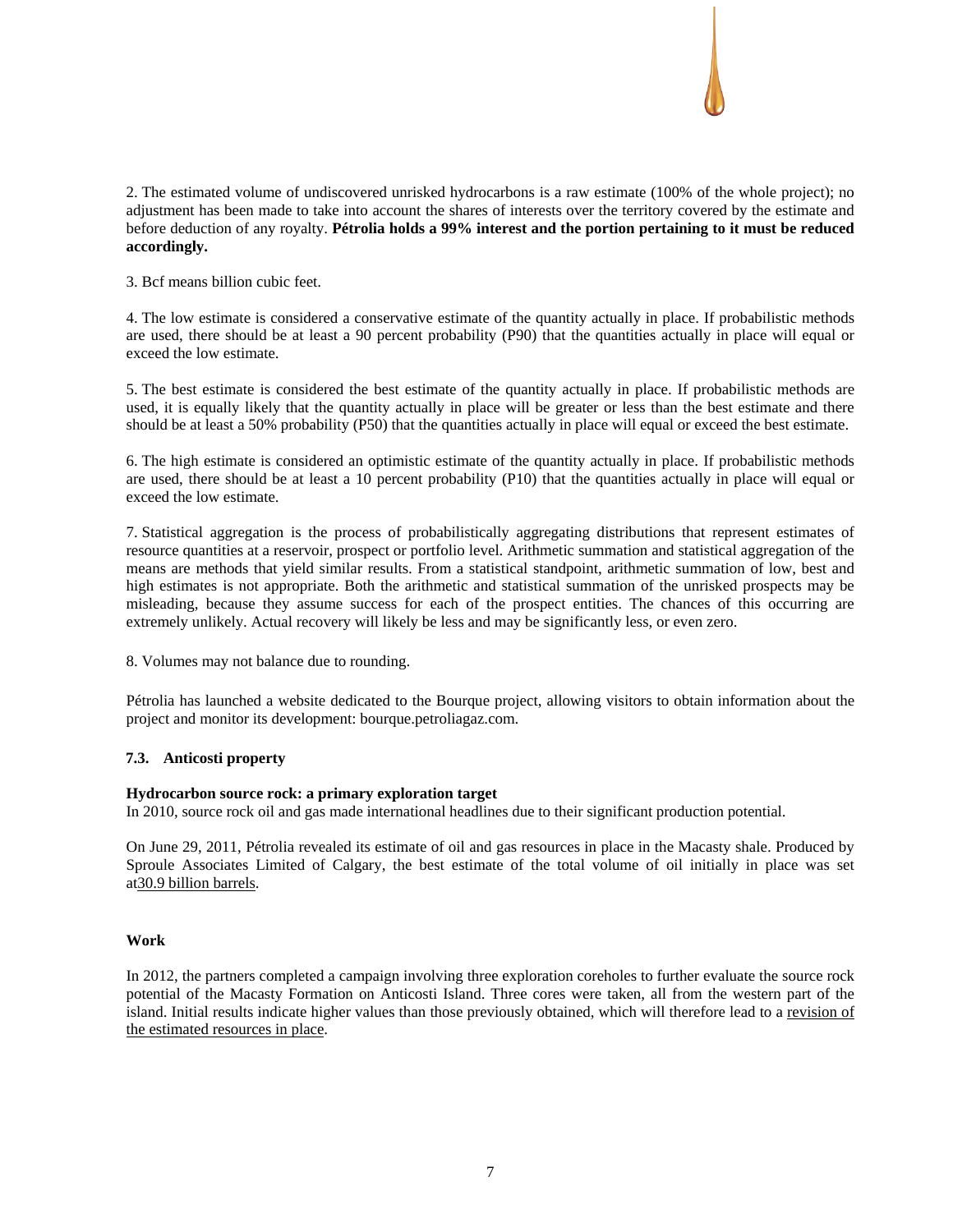2. The estimated volume of undiscovered unrisked hydrocarbons is a raw estimate (100% of the whole project); no adjustment has been made to take into account the shares of interests over the territory covered by the estimate and before deduction of any royalty. **Pétrolia holds a 99% interest and the portion pertaining to it must be reduced accordingly.**

3. Bcf means billion cubic feet.

4. The low estimate is considered a conservative estimate of the quantity actually in place. If probabilistic methods are used, there should be at least a 90 percent probability (P90) that the quantities actually in place will equal or exceed the low estimate.

5. The best estimate is considered the best estimate of the quantity actually in place. If probabilistic methods are used, it is equally likely that the quantity actually in place will be greater or less than the best estimate and there should be at least a 50% probability (P50) that the quantities actually in place will equal or exceed the best estimate.

6. The high estimate is considered an optimistic estimate of the quantity actually in place. If probabilistic methods are used, there should be at least a 10 percent probability (P10) that the quantities actually in place will equal or exceed the low estimate.

7. Statistical aggregation is the process of probabilistically aggregating distributions that represent estimates of resource quantities at a reservoir, prospect or portfolio level. Arithmetic summation and statistical aggregation of the means are methods that yield similar results. From a statistical standpoint, arithmetic summation of low, best and high estimates is not appropriate. Both the arithmetic and statistical summation of the unrisked prospects may be misleading, because they assume success for each of the prospect entities. The chances of this occurring are extremely unlikely. Actual recovery will likely be less and may be significantly less, or even zero.

8. Volumes may not balance due to rounding.

Pétrolia has launched a website dedicated to the Bourque project, allowing visitors to obtain information about the project and monitor its development: bourque.petroliagaz.com.

### 7.3. Anticosti property

**Hydrocarbon source rock: a primary exploration target**

In 2010, source rock oil and gas made international headlines due to their significant production potential.

On June 29, 2011, Pétrolia revealed its estimate of oil and gas resources in place in the Macasty shale. Produced by Sproule Associates Limited of Calgary, the best estimate of the total volume of oil initially in place was set at30.9 billion barrels.

**Work**

In 2012, the partners completed a campaign involving three exploration coreholes to further evaluate the source rock potential of the Macasty Formation on Anticosti Island. Three cores were taken, all from the western part of the island. Initial results indicate higher values than those previously obtained, which will therefore lead to a revision of the estimated resources in place.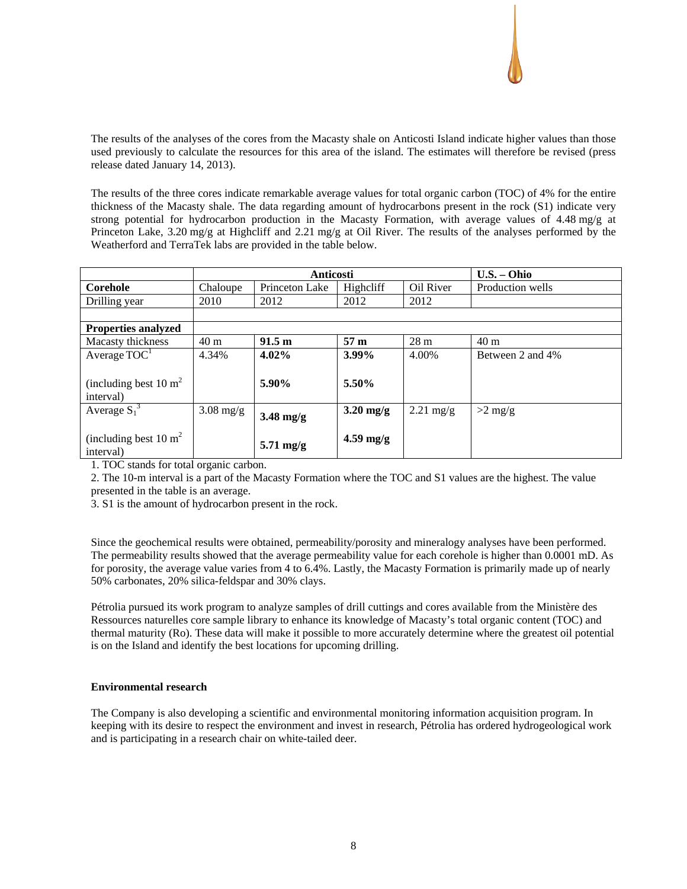The results of the analyses of the cores from the Macasty shale on Anticosti Island indicate higher values than those used previously to calculate the resources for this area of the island. The estimates will therefore be revised (press release dated January 14, 2013).

The results of the three cores indicate remarkable average values for total organic carbon (TOC) of 4% for the entire thickness of the Macasty shale. The data regarding amount of hydrocarbons present in the rock (S1) indicate very strong potential for hydrocarbon production in the Macasty Formation, with average values of 4.48 mg/g at Princeton Lake, 3.20 mg/g at Highcliff and 2.21 mg/g at Oil River. The results of the analyses performed by the Weatherford and TerraTek labs are provided in the table below.

| | Anticosti | | | | U.S. – Ohio |
|---|---|---|---|---|---|
| **Corehole** | Chaloupe | Princeton Lake | Highcliff | Oil River | Production wells |
| Drilling year | 2010 | 2012 | 2012 | 2012 | |
| | | | | | |
| **Properties analyzed** | | | | | |
| Macasty thickness | 40 m | **91.5 m** | **57 m** | 28 m | 40 m |
| Average TOC[1]<br><br>(including best 10 $m^2$ interval) | 4.34% | **4.02%**<br><br>**5.90%** | **3.99%**<br><br>**5.50%** | 4.00% | Between 2 and 4% |
| Average $S_1$[3]<br><br>(including best 10 $m^2$ interval) | 3.08 mg/g | **3.48 mg/g**<br><br>**5.71 mg/g** | **3.20 mg/g**<br><br>**4.59 mg/g** | 2.21 mg/g | >2 mg/g |

1. TOC stands for total organic carbon.
2. The 10-m interval is a part of the Macasty Formation where the TOC and S1 values are the highest. The value presented in the table is an average.
3. S1 is the amount of hydrocarbon present in the rock.

Since the geochemical results were obtained, permeability/porosity and mineralogy analyses have been performed. The permeability results showed that the average permeability value for each corehole is higher than 0.0001 mD. As for porosity, the average value varies from 4 to 6.4%. Lastly, the Macasty Formation is primarily made up of nearly 50% carbonates, 20% silica-feldspar and 30% clays.

Pétrolia pursued its work program to analyze samples of drill cuttings and cores available from the Ministère des Ressources naturelles core sample library to enhance its knowledge of Macasty's total organic content (TOC) and thermal maturity (Ro). These data will make it possible to more accurately determine where the greatest oil potential is on the Island and identify the best locations for upcoming drilling.

**Environmental research**

The Company is also developing a scientific and environmental monitoring information acquisition program. In keeping with its desire to respect the environment and invest in research, Pétrolia has ordered hydrogeological work and is participating in a research chair on white-tailed deer.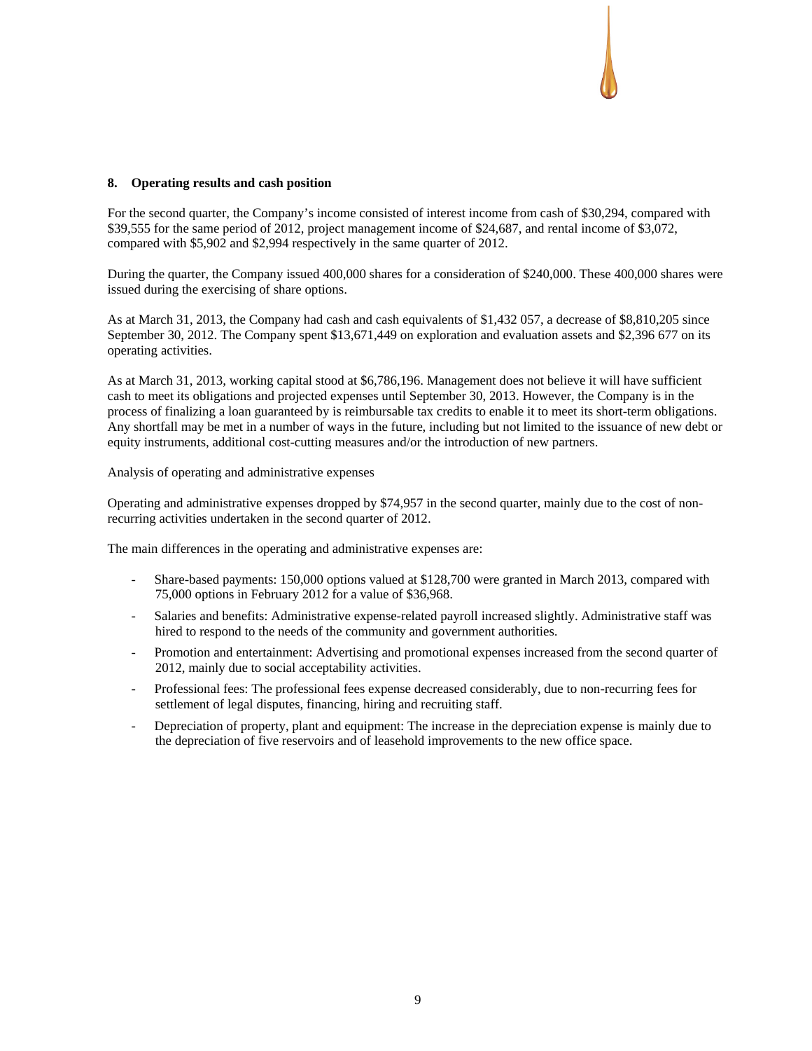## 8. Operating results and cash position

For the second quarter, the Company's income consisted of interest income from cash of $30,294, compared with $39,555 for the same period of 2012, project management income of $24,687, and rental income of $3,072, compared with $5,902 and $2,994 respectively in the same quarter of 2012.

During the quarter, the Company issued 400,000 shares for a consideration of $240,000. These 400,000 shares were issued during the exercising of share options.

As at March 31, 2013, the Company had cash and cash equivalents of $1,432 057, a decrease of $8,810,205 since September 30, 2012. The Company spent $13,671,449 on exploration and evaluation assets and $2,396 677 on its operating activities.

As at March 31, 2013, working capital stood at $6,786,196. Management does not believe it will have sufficient cash to meet its obligations and projected expenses until September 30, 2013. However, the Company is in the process of finalizing a loan guaranteed by is reimbursable tax credits to enable it to meet its short-term obligations. Any shortfall may be met in a number of ways in the future, including but not limited to the issuance of new debt or equity instruments, additional cost-cutting measures and/or the introduction of new partners.

Analysis of operating and administrative expenses

Operating and administrative expenses dropped by $74,957 in the second quarter, mainly due to the cost of non-recurring activities undertaken in the second quarter of 2012.

The main differences in the operating and administrative expenses are:

- Share-based payments: 150,000 options valued at $128,700 were granted in March 2013, compared with 75,000 options in February 2012 for a value of $36,968.
- Salaries and benefits: Administrative expense-related payroll increased slightly. Administrative staff was hired to respond to the needs of the community and government authorities.
- Promotion and entertainment: Advertising and promotional expenses increased from the second quarter of 2012, mainly due to social acceptability activities.
- Professional fees: The professional fees expense decreased considerably, due to non-recurring fees for settlement of legal disputes, financing, hiring and recruiting staff.
- Depreciation of property, plant and equipment: The increase in the depreciation expense is mainly due to the depreciation of five reservoirs and of leasehold improvements to the new office space.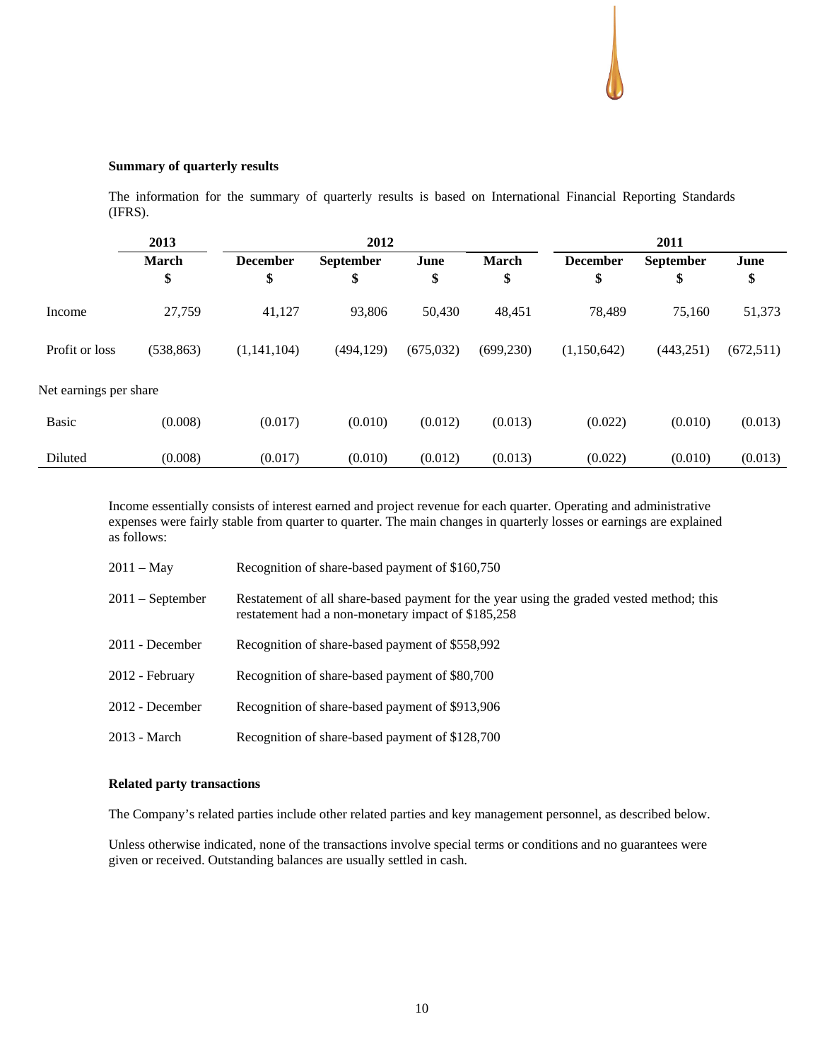### Summary of quarterly results

The information for the summary of quarterly results is based on International Financial Reporting Standards (IFRS).

| | 2013 | 2012 | | | | 2011 | | |
|---|---|---|---|---|---|---|---|---|
| | March | December | September | June | March | December | September | June |
| | $ | $ | $ | $ | $ | $ | $ | $ |
| Income | 27,759 | 41,127 | 93,806 | 50,430 | 48,451 | 78,489 | 75,160 | 51,373 |
| Profit or loss | (538,863) | (1,141,104) | (494,129) | (675,032) | (699,230) | (1,150,642) | (443,251) | (672,511) |
| Net earnings per share | | | | | | | | |
| Basic | (0.008) | (0.017) | (0.010) | (0.012) | (0.013) | (0.022) | (0.010) | (0.013) |
| Diluted | (0.008) | (0.017) | (0.010) | (0.012) | (0.013) | (0.022) | (0.010) | (0.013) |

Income essentially consists of interest earned and project revenue for each quarter. Operating and administrative expenses were fairly stable from quarter to quarter. The main changes in quarterly losses or earnings are explained as follows:

| | |
|---|---|
| 2011 – May | Recognition of share-based payment of $160,750 |
| 2011 – September | Restatement of all share-based payment for the year using the graded vested method; this restatement had a non-monetary impact of $185,258 |
| 2011 - December | Recognition of share-based payment of $558,992 |
| 2012 - February | Recognition of share-based payment of $80,700 |
| 2012 - December | Recognition of share-based payment of $913,906 |
| 2013 - March | Recognition of share-based payment of $128,700 |

### Related party transactions

The Company's related parties include other related parties and key management personnel, as described below.

Unless otherwise indicated, none of the transactions involve special terms or conditions and no guarantees were given or received. Outstanding balances are usually settled in cash.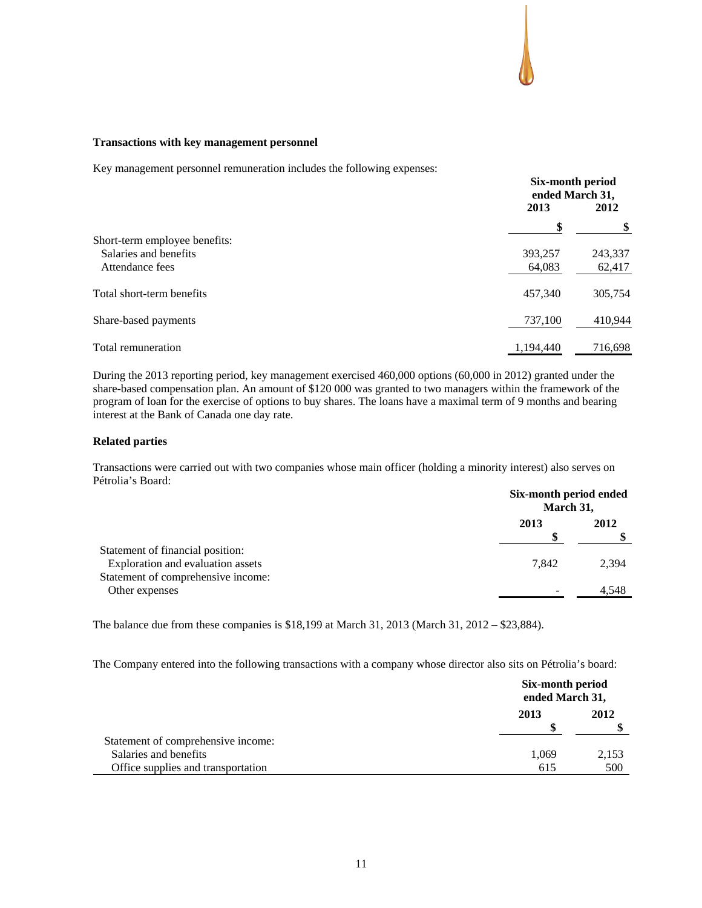**Transactions with key management personnel**

Key management personnel remuneration includes the following expenses:

| | Six-month period ended March 31, | |
|---|---|---|
| | 2013 | 2012 |
| | $ | $ |
| Short-term employee benefits: | | |
| Salaries and benefits | 393,257 | 243,337 |
| Attendance fees | 64,083 | 62,417 |
| Total short-term benefits | 457,340 | 305,754 |
| Share-based payments | 737,100 | 410,944 |
| Total remuneration | 1,194,440 | 716,698 |

During the 2013 reporting period, key management exercised 460,000 options (60,000 in 2012) granted under the share-based compensation plan. An amount of $120 000 was granted to two managers within the framework of the program of loan for the exercise of options to buy shares. The loans have a maximal term of 9 months and bearing interest at the Bank of Canada one day rate.

**Related parties**

Transactions were carried out with two companies whose main officer (holding a minority interest) also serves on Pétrolia's Board:

| | Six-month period ended March 31, | |
|---|---|---|
| | 2013 | 2012 |
| | $ | $ |
| Statement of financial position: | | |
| Exploration and evaluation assets | 7,842 | 2,394 |
| Statement of comprehensive income: | | |
| Other expenses | - | 4,548 |

The balance due from these companies is $18,199 at March 31, 2013 (March 31, 2012 – $23,884).

The Company entered into the following transactions with a company whose director also sits on Pétrolia's board:

| | Six-month period ended March 31, | |
|---|---|---|
| | 2013 | 2012 |
| | $ | $ |
| Statement of comprehensive income: | | |
| Salaries and benefits | 1,069 | 2,153 |
| Office supplies and transportation | 615 | 500 |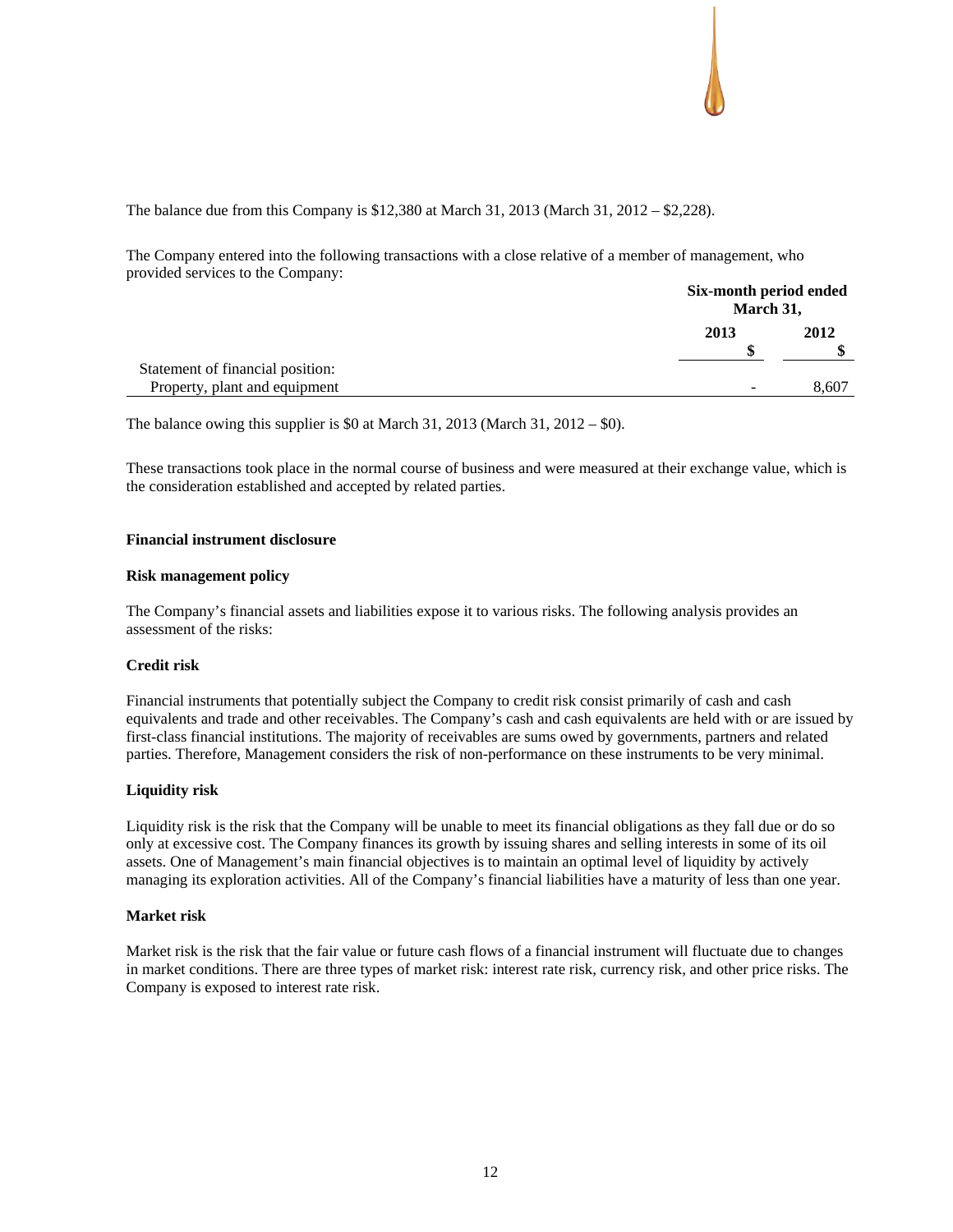The balance due from this Company is $12,380 at March 31, 2013 (March 31, 2012 – $2,228).

The Company entered into the following transactions with a close relative of a member of management, who provided services to the Company:

| | Six-month period ended March 31, | |
|---|---|---|
| | 2013 | 2012 |
| | $ | $ |
| Statement of financial position: | | |
| Property, plant and equipment | - | 8,607 |

The balance owing this supplier is $0 at March 31, 2013 (March 31, 2012 – $0).

These transactions took place in the normal course of business and were measured at their exchange value, which is the consideration established and accepted by related parties.

**Financial instrument disclosure**

**Risk management policy**

The Company's financial assets and liabilities expose it to various risks. The following analysis provides an assessment of the risks:

**Credit risk**

Financial instruments that potentially subject the Company to credit risk consist primarily of cash and cash equivalents and trade and other receivables. The Company's cash and cash equivalents are held with or are issued by first-class financial institutions. The majority of receivables are sums owed by governments, partners and related parties. Therefore, Management considers the risk of non-performance on these instruments to be very minimal.

**Liquidity risk**

Liquidity risk is the risk that the Company will be unable to meet its financial obligations as they fall due or do so only at excessive cost. The Company finances its growth by issuing shares and selling interests in some of its oil assets. One of Management's main financial objectives is to maintain an optimal level of liquidity by actively managing its exploration activities. All of the Company's financial liabilities have a maturity of less than one year.

**Market risk**

Market risk is the risk that the fair value or future cash flows of a financial instrument will fluctuate due to changes in market conditions. There are three types of market risk: interest rate risk, currency risk, and other price risks. The Company is exposed to interest rate risk.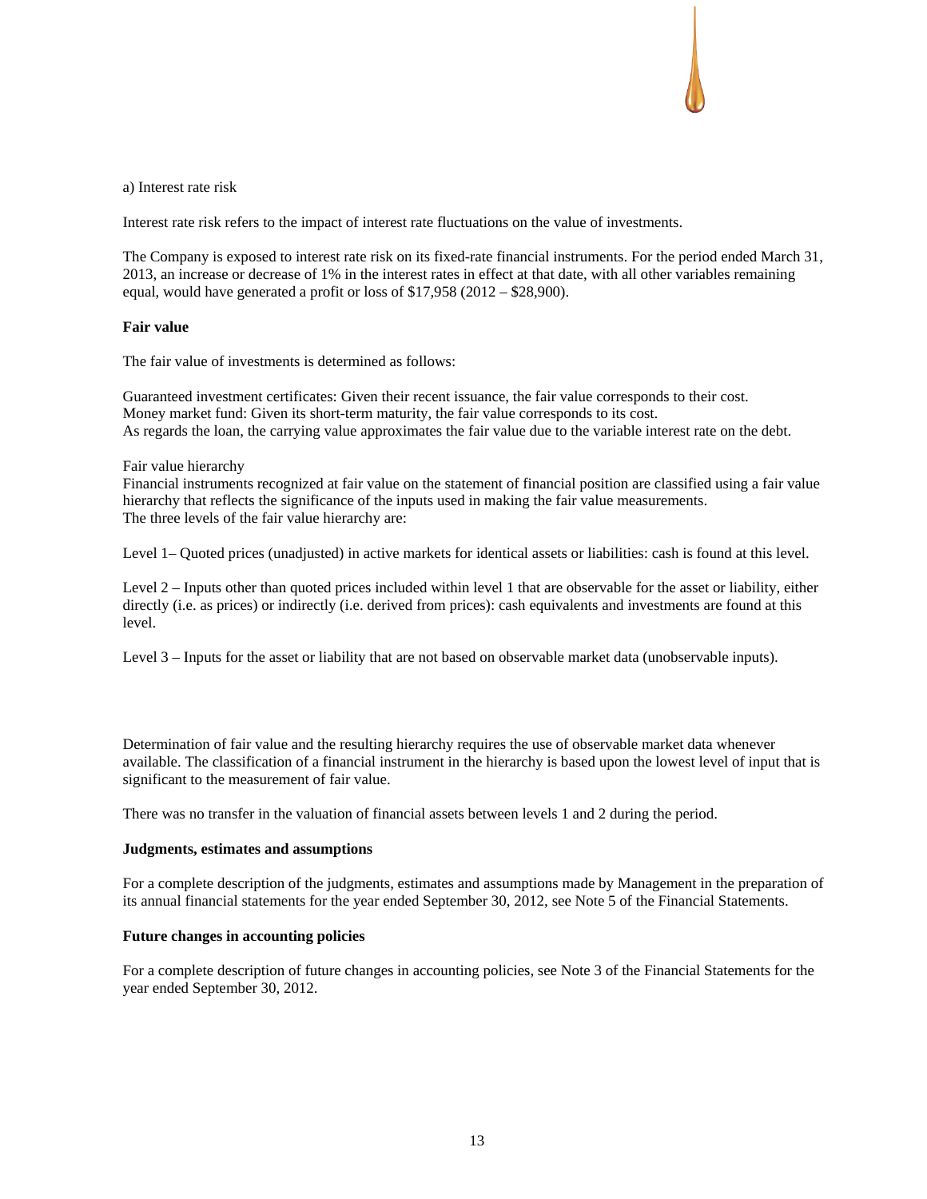a) Interest rate risk

Interest rate risk refers to the impact of interest rate fluctuations on the value of investments.

The Company is exposed to interest rate risk on its fixed-rate financial instruments. For the period ended March 31, 2013, an increase or decrease of 1% in the interest rates in effect at that date, with all other variables remaining equal, would have generated a profit or loss of $17,958 (2012 – $28,900).

**Fair value**

The fair value of investments is determined as follows:

Guaranteed investment certificates: Given their recent issuance, the fair value corresponds to their cost.
Money market fund: Given its short-term maturity, the fair value corresponds to its cost.
As regards the loan, the carrying value approximates the fair value due to the variable interest rate on the debt.

Fair value hierarchy
Financial instruments recognized at fair value on the statement of financial position are classified using a fair value hierarchy that reflects the significance of the inputs used in making the fair value measurements.
The three levels of the fair value hierarchy are:

Level 1– Quoted prices (unadjusted) in active markets for identical assets or liabilities: cash is found at this level.

Level 2 – Inputs other than quoted prices included within level 1 that are observable for the asset or liability, either directly (i.e. as prices) or indirectly (i.e. derived from prices): cash equivalents and investments are found at this level.

Level 3 – Inputs for the asset or liability that are not based on observable market data (unobservable inputs).

Determination of fair value and the resulting hierarchy requires the use of observable market data whenever available. The classification of a financial instrument in the hierarchy is based upon the lowest level of input that is significant to the measurement of fair value.

There was no transfer in the valuation of financial assets between levels 1 and 2 during the period.

**Judgments, estimates and assumptions**

For a complete description of the judgments, estimates and assumptions made by Management in the preparation of its annual financial statements for the year ended September 30, 2012, see Note 5 of the Financial Statements.

**Future changes in accounting policies**

For a complete description of future changes in accounting policies, see Note 3 of the Financial Statements for the year ended September 30, 2012.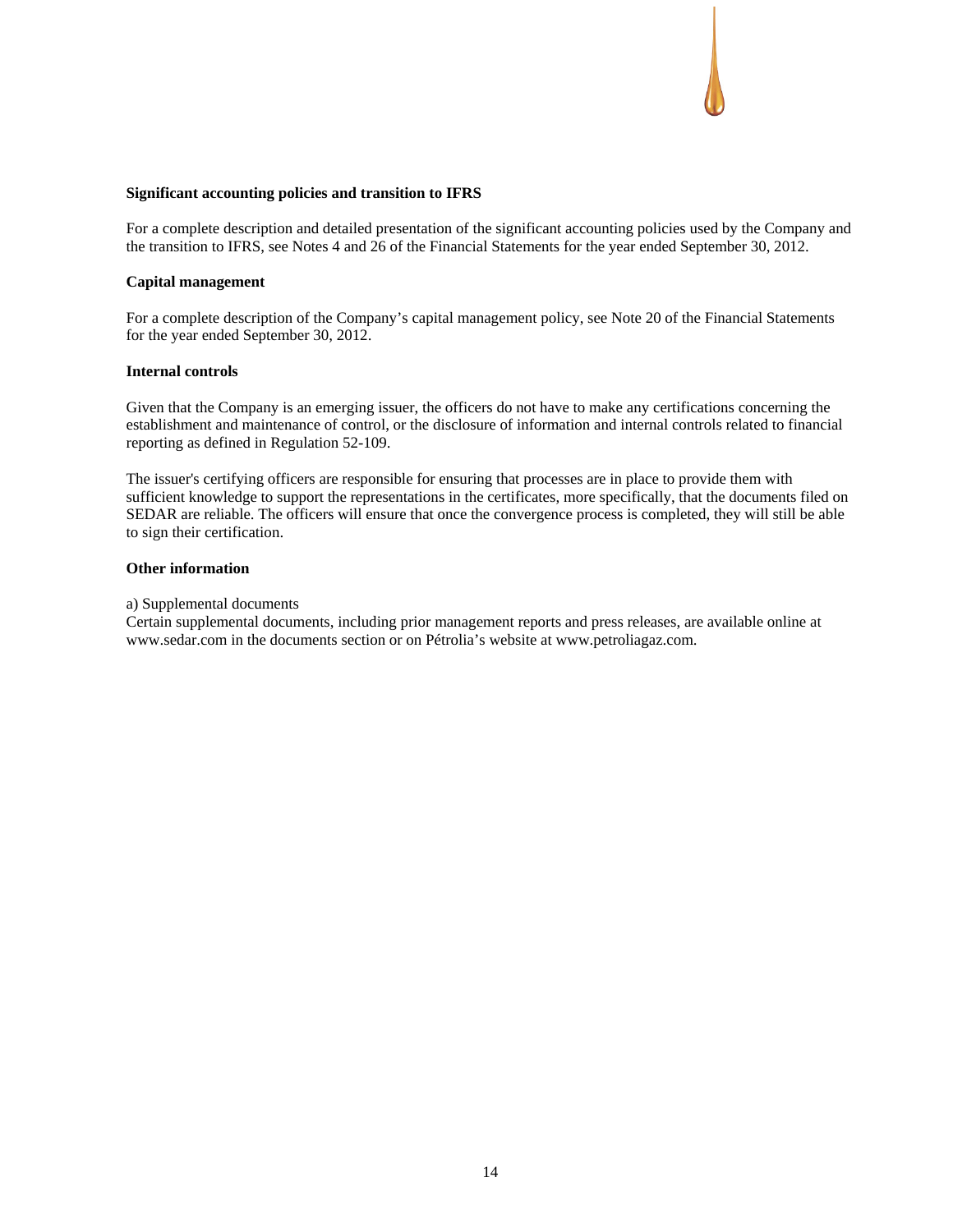**Significant accounting policies and transition to IFRS**

For a complete description and detailed presentation of the significant accounting policies used by the Company and the transition to IFRS, see Notes 4 and 26 of the Financial Statements for the year ended September 30, 2012.

**Capital management**

For a complete description of the Company's capital management policy, see Note 20 of the Financial Statements for the year ended September 30, 2012.

**Internal controls**

Given that the Company is an emerging issuer, the officers do not have to make any certifications concerning the establishment and maintenance of control, or the disclosure of information and internal controls related to financial reporting as defined in Regulation 52-109.

The issuer's certifying officers are responsible for ensuring that processes are in place to provide them with sufficient knowledge to support the representations in the certificates, more specifically, that the documents filed on SEDAR are reliable. The officers will ensure that once the convergence process is completed, they will still be able to sign their certification.

**Other information**

a) Supplemental documents

Certain supplemental documents, including prior management reports and press releases, are available online at www.sedar.com in the documents section or on Pétrolia's website at www.petroliagaz.com.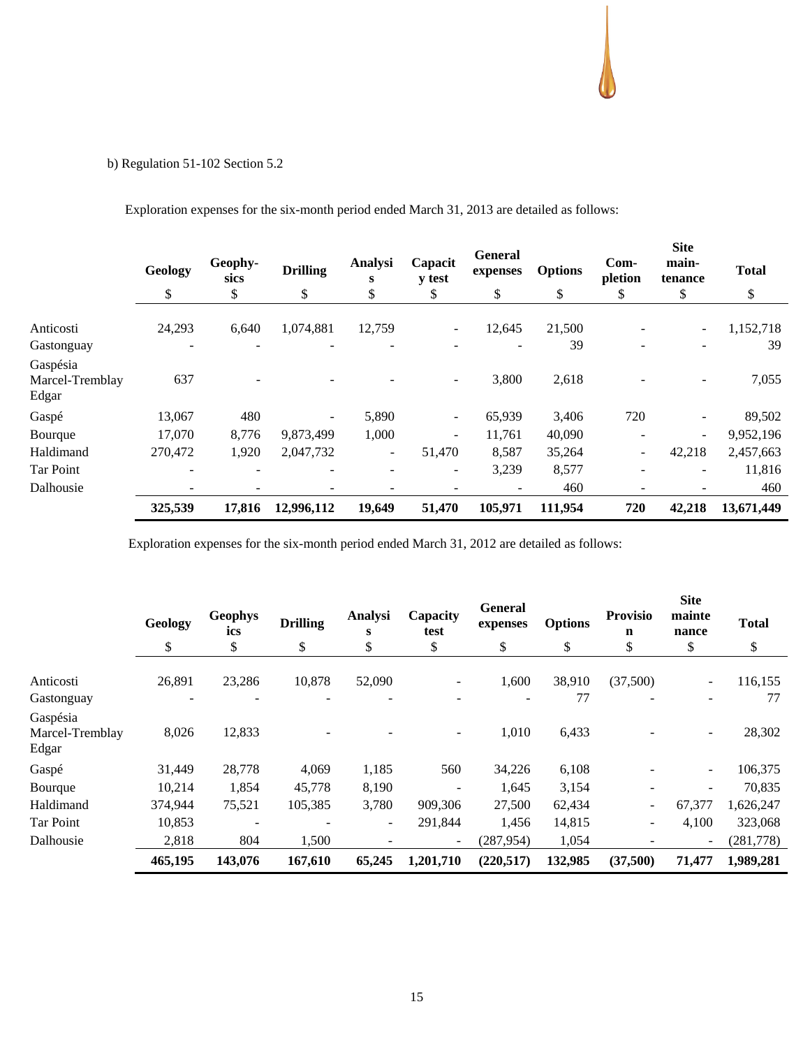b) Regulation 51-102 Section 5.2

Exploration expenses for the six-month period ended March 31, 2013 are detailed as follows:

| | Geology | Geophysics | Drilling | Analysis | Capacity test | General expenses | Options | Completion | Site maintenance | Total |
|---|---|---|---|---|---|---|---|---|---|---|
| | $ | $ | $ | $ | $ | $ | $ | $ | $ | $ |
| Anticosti | 24,293 | 6,640 | 1,074,881 | 12,759 | - | 12,645 | 21,500 | - | - | 1,152,718 |
| Gastonguay | - | - | - | - | - | - | 39 | - | - | 39 |
| Gaspésia Marcel-Tremblay Edgar | 637 | - | - | - | - | 3,800 | 2,618 | - | - | 7,055 |
| Gaspé | 13,067 | 480 | - | 5,890 | - | 65,939 | 3,406 | 720 | - | 89,502 |
| Bourque | 17,070 | 8,776 | 9,873,499 | 1,000 | - | 11,761 | 40,090 | - | - | 9,952,196 |
| Haldimand | 270,472 | 1,920 | 2,047,732 | - | 51,470 | 8,587 | 35,264 | - | 42,218 | 2,457,663 |
| Tar Point | - | - | - | - | - | 3,239 | 8,577 | - | - | 11,816 |
| Dalhousie | - | - | - | - | - | - | 460 | - | - | 460 |
| | **325,539** | **17,816** | **12,996,112** | **19,649** | **51,470** | **105,971** | **111,954** | **720** | **42,218** | **13,671,449** |

Exploration expenses for the six-month period ended March 31, 2012 are detailed as follows:

| | Geology | Geophysics | Drilling | Analysis | Capacity test | General expenses | Options | Provision | Site maintenance | Total |
|---|---|---|---|---|---|---|---|---|---|---|
| | $ | $ | $ | $ | $ | $ | $ | $ | $ | $ |
| Anticosti | 26,891 | 23,286 | 10,878 | 52,090 | - | 1,600 | 38,910 | (37,500) | - | 116,155 |
| Gastonguay | - | - | - | - | - | - | 77 | - | - | 77 |
| Gaspésia Marcel-Tremblay Edgar | 8,026 | 12,833 | - | - | - | 1,010 | 6,433 | - | - | 28,302 |
| Gaspé | 31,449 | 28,778 | 4,069 | 1,185 | 560 | 34,226 | 6,108 | - | - | 106,375 |
| Bourque | 10,214 | 1,854 | 45,778 | 8,190 | - | 1,645 | 3,154 | - | - | 70,835 |
| Haldimand | 374,944 | 75,521 | 105,385 | 3,780 | 909,306 | 27,500 | 62,434 | - | 67,377 | 1,626,247 |
| Tar Point | 10,853 | - | - | - | 291,844 | 1,456 | 14,815 | - | 4,100 | 323,068 |
| Dalhousie | 2,818 | 804 | 1,500 | - | - | (287,954) | 1,054 | - | - | (281,778) |
| | **465,195** | **143,076** | **167,610** | **65,245** | **1,201,710** | **(220,517)** | **132,985** | **(37,500)** | **71,477** | **1,989,281** |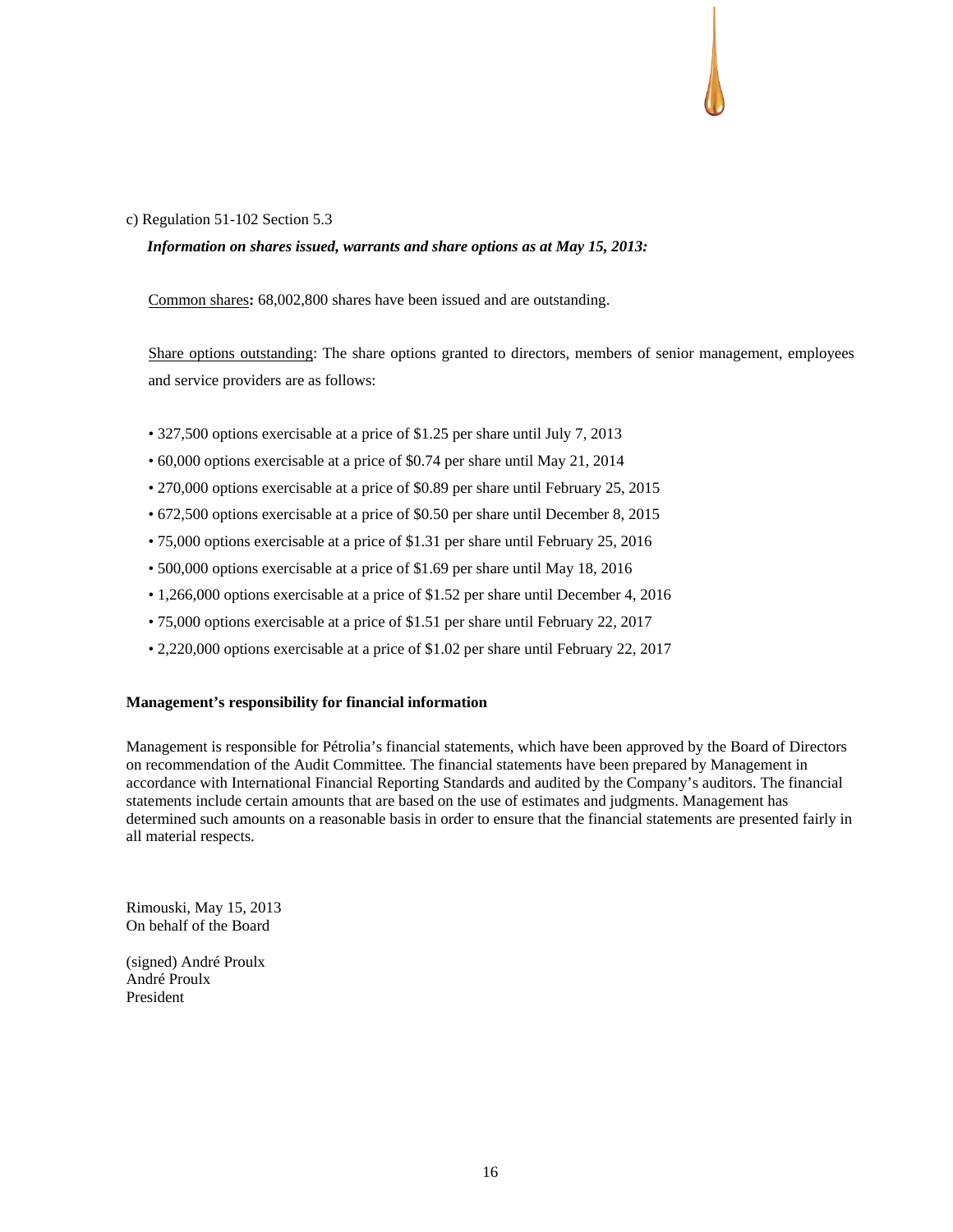c) Regulation 51-102 Section 5.3

***Information on shares issued, warrants and share options as at May 15, 2013:***

Common shares**:** 68,002,800 shares have been issued and are outstanding.

Share options outstanding: The share options granted to directors, members of senior management, employees and service providers are as follows:

- 327,500 options exercisable at a price of $1.25 per share until July 7, 2013
- 60,000 options exercisable at a price of $0.74 per share until May 21, 2014
- 270,000 options exercisable at a price of $0.89 per share until February 25, 2015
- 672,500 options exercisable at a price of $0.50 per share until December 8, 2015
- 75,000 options exercisable at a price of $1.31 per share until February 25, 2016
- 500,000 options exercisable at a price of $1.69 per share until May 18, 2016
- 1,266,000 options exercisable at a price of $1.52 per share until December 4, 2016
- 75,000 options exercisable at a price of $1.51 per share until February 22, 2017
- 2,220,000 options exercisable at a price of $1.02 per share until February 22, 2017

**Management's responsibility for financial information**

Management is responsible for Pétrolia's financial statements, which have been approved by the Board of Directors on recommendation of the Audit Committee. The financial statements have been prepared by Management in accordance with International Financial Reporting Standards and audited by the Company's auditors. The financial statements include certain amounts that are based on the use of estimates and judgments. Management has determined such amounts on a reasonable basis in order to ensure that the financial statements are presented fairly in all material respects.

Rimouski, May 15, 2013
On behalf of the Board

(signed) André Proulx
André Proulx
President